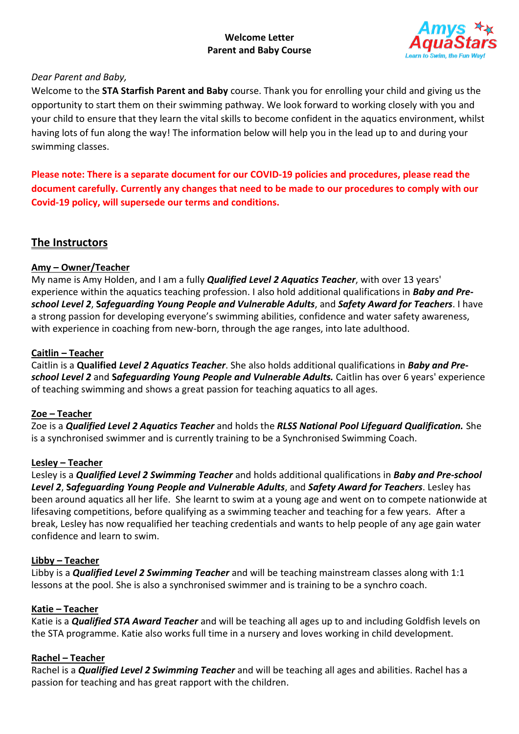**Welcome Letter**
**Parent and Baby Course**

*Dear Parent and Baby,*

Welcome to the **STA Starfish Parent and Baby** course. Thank you for enrolling your child and giving us the opportunity to start them on their swimming pathway. We look forward to working closely with you and your child to ensure that they learn the vital skills to become confident in the aquatics environment, whilst having lots of fun along the way! The information below will help you in the lead up to and during your swimming classes.

**Please note: There is a separate document for our COVID-19 policies and procedures, please read the document carefully. Currently any changes that need to be made to our procedures to comply with our Covid-19 policy, will supersede our terms and conditions.**

## The Instructors

### Amy – Owner/Teacher

My name is Amy Holden, and I am a fully ***Qualified Level 2 Aquatics Teacher***, with over 13 years' experience within the aquatics teaching profession. I also hold additional qualifications in ***Baby and Pre-school Level 2***, ***Safeguarding Young People and Vulnerable Adults***, and ***Safety Award for Teachers***. I have a strong passion for developing everyone's swimming abilities, confidence and water safety awareness, with experience in coaching from new-born, through the age ranges, into late adulthood.

### Caitlin – Teacher

Caitlin is a **Qualified *Level 2 Aquatics Teacher***. She also holds additional qualifications in ***Baby and Pre-school Level 2*** and ***Safeguarding Young People and Vulnerable Adults.*** Caitlin has over 6 years' experience of teaching swimming and shows a great passion for teaching aquatics to all ages.

### Zoe – Teacher

Zoe is a ***Qualified Level 2 Aquatics Teacher*** and holds the ***RLSS National Pool Lifeguard Qualification.*** She is a synchronised swimmer and is currently training to be a Synchronised Swimming Coach.

### Lesley – Teacher

Lesley is a ***Qualified Level 2 Swimming Teacher*** and holds additional qualifications in ***Baby and Pre-school Level 2***, ***Safeguarding Young People and Vulnerable Adults***, and ***Safety Award for Teachers***. Lesley has been around aquatics all her life. She learnt to swim at a young age and went on to compete nationwide at lifesaving competitions, before qualifying as a swimming teacher and teaching for a few years. After a break, Lesley has now requalified her teaching credentials and wants to help people of any age gain water confidence and learn to swim.

### Libby – Teacher

Libby is a ***Qualified Level 2 Swimming Teacher*** and will be teaching mainstream classes along with 1:1 lessons at the pool. She is also a synchronised swimmer and is training to be a synchro coach.

### Katie – Teacher

Katie is a ***Qualified STA Award Teacher*** and will be teaching all ages up to and including Goldfish levels on the STA programme. Katie also works full time in a nursery and loves working in child development.

### Rachel – Teacher

Rachel is a ***Qualified Level 2 Swimming Teacher*** and will be teaching all ages and abilities. Rachel has a passion for teaching and has great rapport with the children.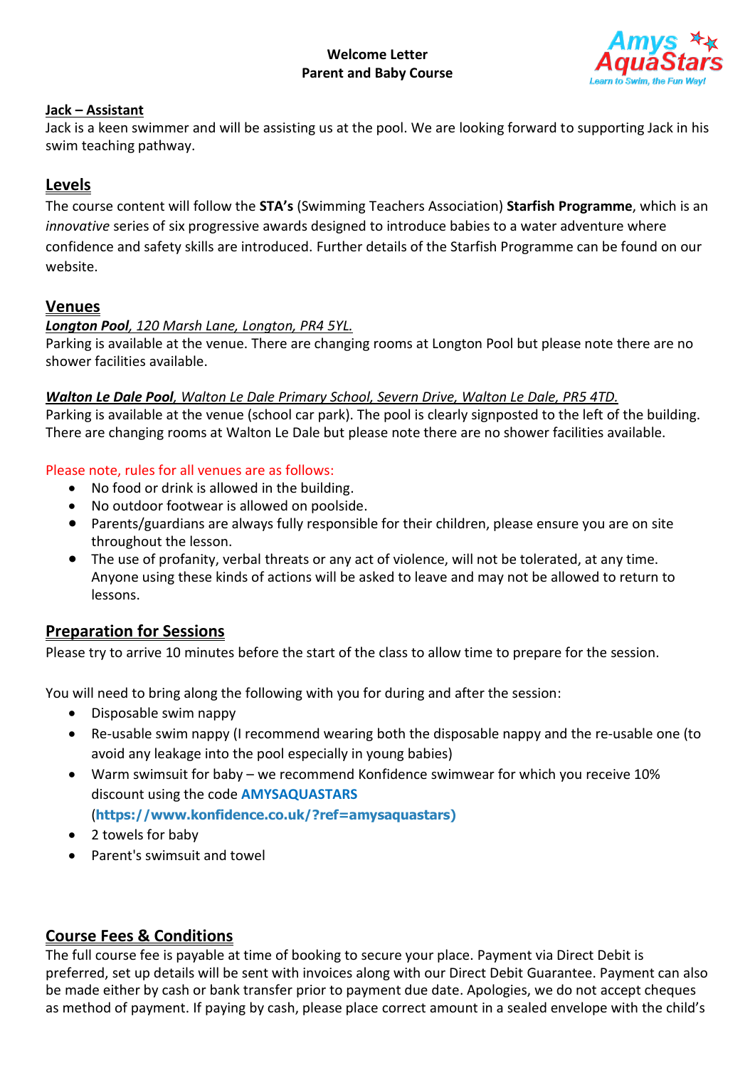**Welcome Letter**
**Parent and Baby Course**

**Jack – Assistant**

Jack is a keen swimmer and will be assisting us at the pool. We are looking forward to supporting Jack in his swim teaching pathway.

## Levels

The course content will follow the **STA's** (Swimming Teachers Association) **Starfish Programme**, which is an *innovative* series of six progressive awards designed to introduce babies to a water adventure where confidence and safety skills are introduced. Further details of the Starfish Programme can be found on our website.

## Venues

***Longton Pool***, *120 Marsh Lane, Longton, PR4 5YL.*

Parking is available at the venue. There are changing rooms at Longton Pool but please note there are no shower facilities available.

***Walton Le Dale Pool***, *Walton Le Dale Primary School, Severn Drive, Walton Le Dale, PR5 4TD.*

Parking is available at the venue (school car park). The pool is clearly signposted to the left of the building. There are changing rooms at Walton Le Dale but please note there are no shower facilities available.

Please note, rules for all venues are as follows:

- No food or drink is allowed in the building.
- No outdoor footwear is allowed on poolside.
- Parents/guardians are always fully responsible for their children, please ensure you are on site throughout the lesson.
- The use of profanity, verbal threats or any act of violence, will not be tolerated, at any time. Anyone using these kinds of actions will be asked to leave and may not be allowed to return to lessons.

## Preparation for Sessions

Please try to arrive 10 minutes before the start of the class to allow time to prepare for the session.

You will need to bring along the following with you for during and after the session:

- Disposable swim nappy
- Re-usable swim nappy (I recommend wearing both the disposable nappy and the re-usable one (to avoid any leakage into the pool especially in young babies)
- Warm swimsuit for baby – we recommend Konfidence swimwear for which you receive 10% discount using the code **AMYSAQUASTARS** (**https://www.konfidence.co.uk/?ref=amysaquastars)**
- 2 towels for baby
- Parent's swimsuit and towel

## Course Fees & Conditions

The full course fee is payable at time of booking to secure your place. Payment via Direct Debit is preferred, set up details will be sent with invoices along with our Direct Debit Guarantee. Payment can also be made either by cash or bank transfer prior to payment due date. Apologies, we do not accept cheques as method of payment. If paying by cash, please place correct amount in a sealed envelope with the child's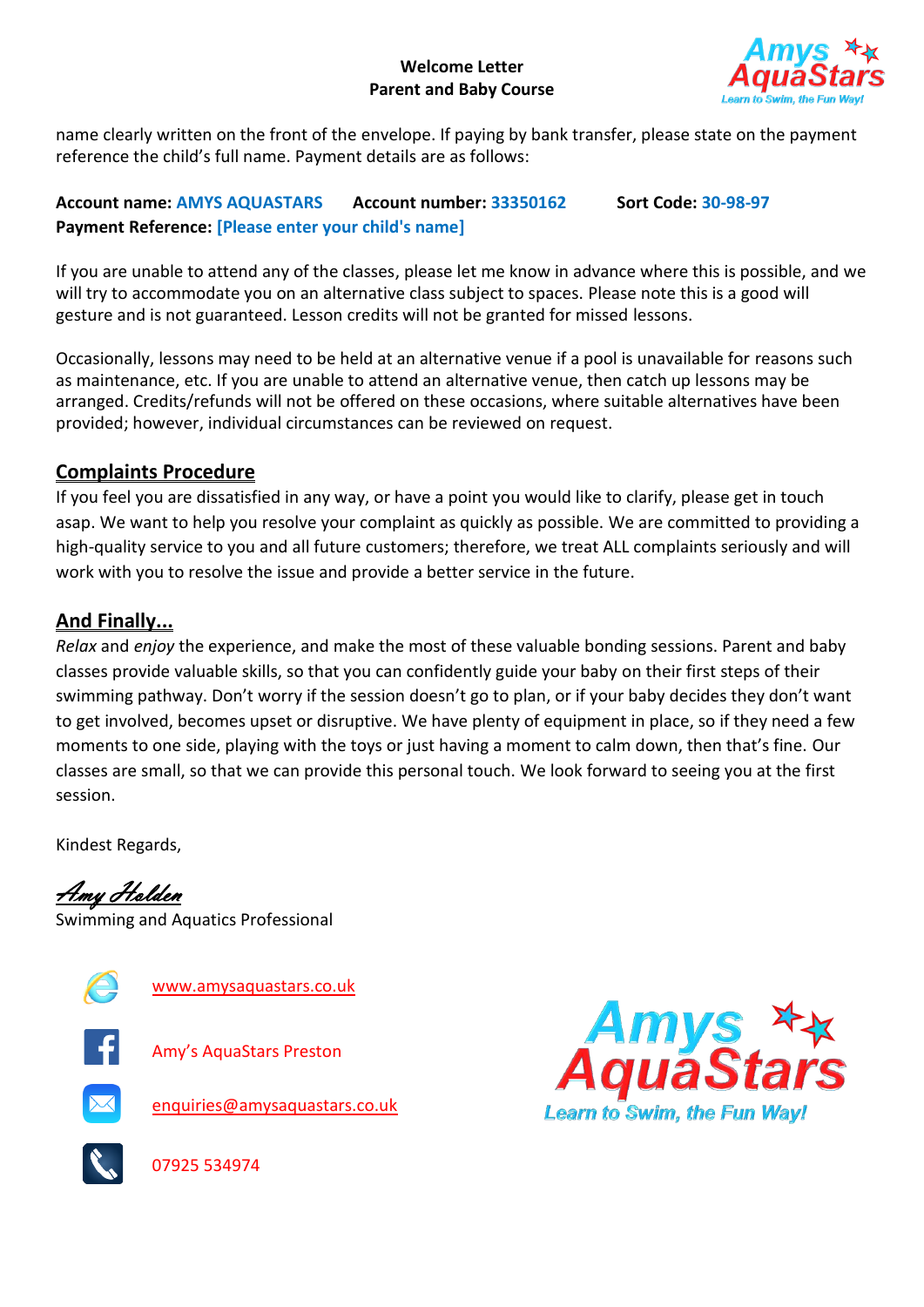name clearly written on the front of the envelope. If paying by bank transfer, please state on the payment reference the child's full name. Payment details are as follows:

**Account name:** AMYS AQUASTARS **Account number:** 33350162 **Sort Code:** 30-98-97
**Payment Reference:** [Please enter your child's name]

If you are unable to attend any of the classes, please let me know in advance where this is possible, and we will try to accommodate you on an alternative class subject to spaces. Please note this is a good will gesture and is not guaranteed. Lesson credits will not be granted for missed lessons.

Occasionally, lessons may need to be held at an alternative venue if a pool is unavailable for reasons such as maintenance, etc. If you are unable to attend an alternative venue, then catch up lessons may be arranged. Credits/refunds will not be offered on these occasions, where suitable alternatives have been provided; however, individual circumstances can be reviewed on request.

## Complaints Procedure

If you feel you are dissatisfied in any way, or have a point you would like to clarify, please get in touch asap. We want to help you resolve your complaint as quickly as possible. We are committed to providing a high-quality service to you and all future customers; therefore, we treat ALL complaints seriously and will work with you to resolve the issue and provide a better service in the future.

## And Finally...

*Relax* and *enjoy* the experience, and make the most of these valuable bonding sessions. Parent and baby classes provide valuable skills, so that you can confidently guide your baby on their first steps of their swimming pathway. Don't worry if the session doesn't go to plan, or if your baby decides they don't want to get involved, becomes upset or disruptive. We have plenty of equipment in place, so if they need a few moments to one side, playing with the toys or just having a moment to calm down, then that's fine. Our classes are small, so that we can provide this personal touch. We look forward to seeing you at the first session.

Kindest Regards,

*Amy Holden*
Swimming and Aquatics Professional

www.amysaquastars.co.uk

Amy's AquaStars Preston

enquiries@amysaquastars.co.uk

07925 534974

Amys AquaStars
Learn to Swim, the Fun Way!